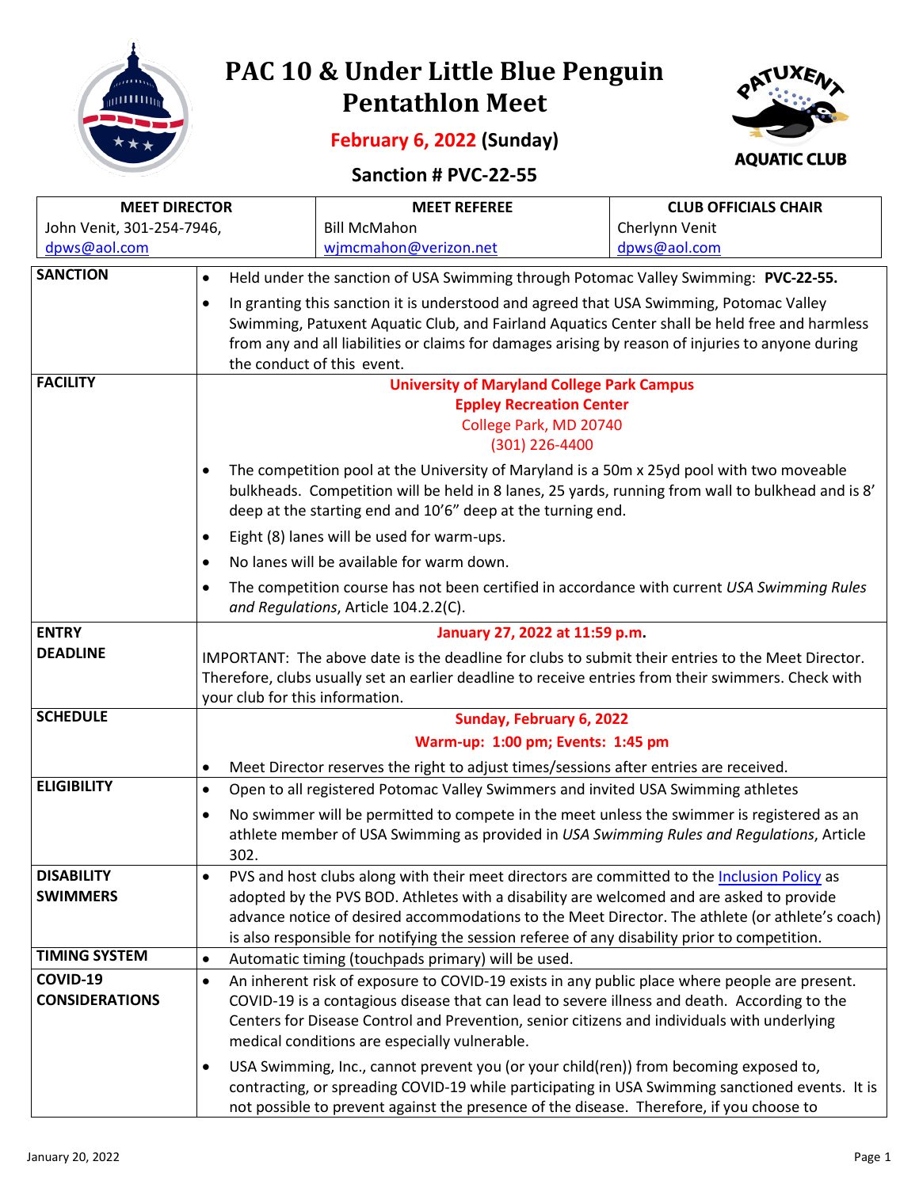# PAC 10 & Under Little Blue Penguin Pentathlon Meet

**February 6, 2022 (Sunday)**

**Sanction # PVC-22-55**

| MEET DIRECTOR | MEET REFEREE | CLUB OFFICIALS CHAIR |
|---|---|---|
| John Venit, 301-254-7946, dpws@aol.com | Bill McMahon wjmcmahon@verizon.net | Cherlynn Venit dpws@aol.com |

| | |
|---|---|
| **SANCTION** | • Held under the sanction of USA Swimming through Potomac Valley Swimming: **PVC-22-55.**<br>• In granting this sanction it is understood and agreed that USA Swimming, Potomac Valley Swimming, Patuxent Aquatic Club, and Fairland Aquatics Center shall be held free and harmless from any and all liabilities or claims for damages arising by reason of injuries to anyone during the conduct of this event. |
| **FACILITY** | **University of Maryland College Park Campus**<br>**Eppley Recreation Center**<br>College Park, MD 20740<br>(301) 226-4400<br>• The competition pool at the University of Maryland is a 50m x 25yd pool with two moveable bulkheads. Competition will be held in 8 lanes, 25 yards, running from wall to bulkhead and is 8' deep at the starting end and 10'6" deep at the turning end.<br>• Eight (8) lanes will be used for warm-ups.<br>• No lanes will be available for warm down.<br>• The competition course has not been certified in accordance with current *USA Swimming Rules and Regulations*, Article 104.2.2(C). |
| **ENTRY DEADLINE** | **January 27, 2022 at 11:59 p.m.**<br>IMPORTANT: The above date is the deadline for clubs to submit their entries to the Meet Director. Therefore, clubs usually set an earlier deadline to receive entries from their swimmers. Check with your club for this information. |
| **SCHEDULE** | **Sunday, February 6, 2022**<br>**Warm-up: 1:00 pm; Events: 1:45 pm**<br>• Meet Director reserves the right to adjust times/sessions after entries are received. |
| **ELIGIBILITY** | • Open to all registered Potomac Valley Swimmers and invited USA Swimming athletes<br>• No swimmer will be permitted to compete in the meet unless the swimmer is registered as an athlete member of USA Swimming as provided in *USA Swimming Rules and Regulations*, Article 302. |
| **DISABILITY SWIMMERS** | • PVS and host clubs along with their meet directors are committed to the Inclusion Policy as adopted by the PVS BOD. Athletes with a disability are welcomed and are asked to provide advance notice of desired accommodations to the Meet Director. The athlete (or athlete's coach) is also responsible for notifying the session referee of any disability prior to competition. |
| **TIMING SYSTEM** | • Automatic timing (touchpads primary) will be used. |
| **COVID-19 CONSIDERATIONS** | • An inherent risk of exposure to COVID-19 exists in any public place where people are present. COVID-19 is a contagious disease that can lead to severe illness and death. According to the Centers for Disease Control and Prevention, senior citizens and individuals with underlying medical conditions are especially vulnerable.<br>• USA Swimming, Inc., cannot prevent you (or your child(ren)) from becoming exposed to, contracting, or spreading COVID-19 while participating in USA Swimming sanctioned events. It is not possible to prevent against the presence of the disease. Therefore, if you choose to |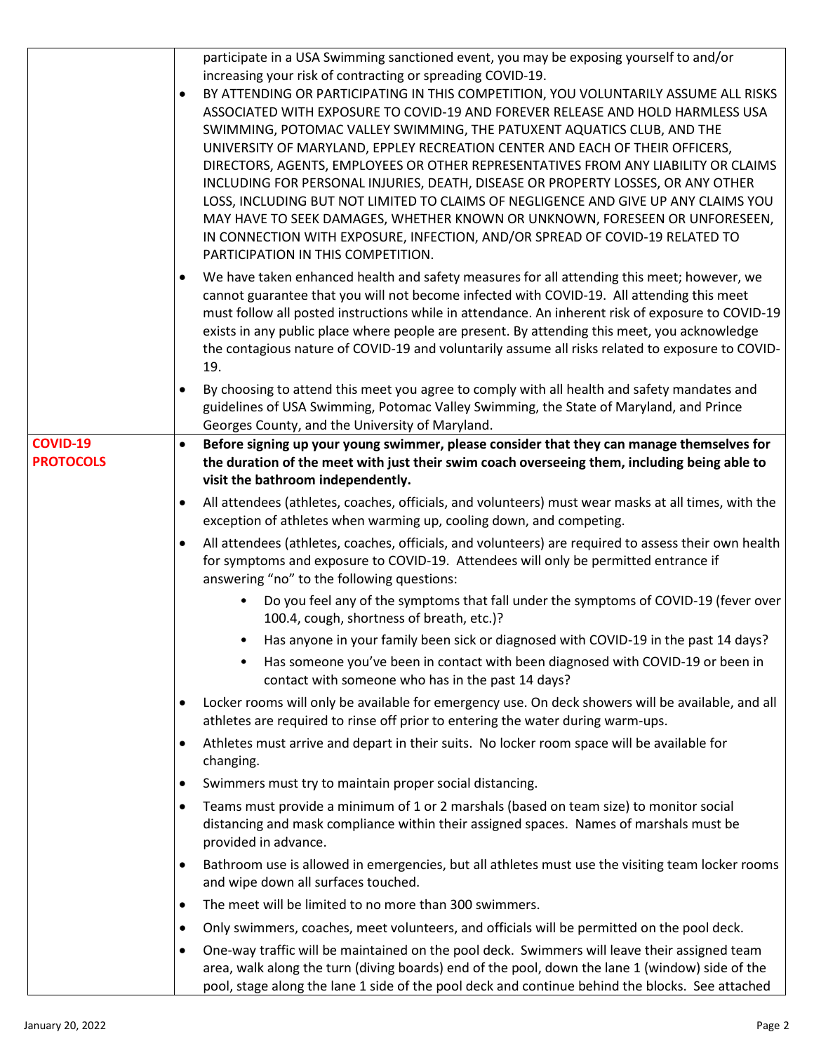| | |
|---|---|
| | participate in a USA Swimming sanctioned event, you may be exposing yourself to and/or increasing your risk of contracting or spreading COVID-19.<br>• BY ATTENDING OR PARTICIPATING IN THIS COMPETITION, YOU VOLUNTARILY ASSUME ALL RISKS ASSOCIATED WITH EXPOSURE TO COVID-19 AND FOREVER RELEASE AND HOLD HARMLESS USA SWIMMING, POTOMAC VALLEY SWIMMING, THE PATUXENT AQUATICS CLUB, AND THE UNIVERSITY OF MARYLAND, EPPLEY RECREATION CENTER AND EACH OF THEIR OFFICERS, DIRECTORS, AGENTS, EMPLOYEES OR OTHER REPRESENTATIVES FROM ANY LIABILITY OR CLAIMS INCLUDING FOR PERSONAL INJURIES, DEATH, DISEASE OR PROPERTY LOSSES, OR ANY OTHER LOSS, INCLUDING BUT NOT LIMITED TO CLAIMS OF NEGLIGENCE AND GIVE UP ANY CLAIMS YOU MAY HAVE TO SEEK DAMAGES, WHETHER KNOWN OR UNKNOWN, FORESEEN OR UNFORESEEN, IN CONNECTION WITH EXPOSURE, INFECTION, AND/OR SPREAD OF COVID-19 RELATED TO PARTICIPATION IN THIS COMPETITION.<br>• We have taken enhanced health and safety measures for all attending this meet; however, we cannot guarantee that you will not become infected with COVID-19. All attending this meet must follow all posted instructions while in attendance. An inherent risk of exposure to COVID-19 exists in any public place where people are present. By attending this meet, you acknowledge the contagious nature of COVID-19 and voluntarily assume all risks related to exposure to COVID-19.<br>• By choosing to attend this meet you agree to comply with all health and safety mandates and guidelines of USA Swimming, Potomac Valley Swimming, the State of Maryland, and Prince Georges County, and the University of Maryland. |
| **COVID-19 PROTOCOLS** | • **Before signing up your young swimmer, please consider that they can manage themselves for the duration of the meet with just their swim coach overseeing them, including being able to visit the bathroom independently.**<br>• All attendees (athletes, coaches, officials, and volunteers) must wear masks at all times, with the exception of athletes when warming up, cooling down, and competing.<br>• All attendees (athletes, coaches, officials, and volunteers) are required to assess their own health for symptoms and exposure to COVID-19. Attendees will only be permitted entrance if answering "no" to the following questions:<br>&nbsp;&nbsp;&nbsp;&nbsp;• Do you feel any of the symptoms that fall under the symptoms of COVID-19 (fever over 100.4, cough, shortness of breath, etc.)?<br>&nbsp;&nbsp;&nbsp;&nbsp;• Has anyone in your family been sick or diagnosed with COVID-19 in the past 14 days?<br>&nbsp;&nbsp;&nbsp;&nbsp;• Has someone you've been in contact with been diagnosed with COVID-19 or been in contact with someone who has in the past 14 days?<br>• Locker rooms will only be available for emergency use. On deck showers will be available, and all athletes are required to rinse off prior to entering the water during warm-ups.<br>• Athletes must arrive and depart in their suits. No locker room space will be available for changing.<br>• Swimmers must try to maintain proper social distancing.<br>• Teams must provide a minimum of 1 or 2 marshals (based on team size) to monitor social distancing and mask compliance within their assigned spaces. Names of marshals must be provided in advance.<br>• Bathroom use is allowed in emergencies, but all athletes must use the visiting team locker rooms and wipe down all surfaces touched.<br>• The meet will be limited to no more than 300 swimmers.<br>• Only swimmers, coaches, meet volunteers, and officials will be permitted on the pool deck.<br>• One-way traffic will be maintained on the pool deck. Swimmers will leave their assigned team area, walk along the turn (diving boards) end of the pool, down the lane 1 (window) side of the pool, stage along the lane 1 side of the pool deck and continue behind the blocks. See attached |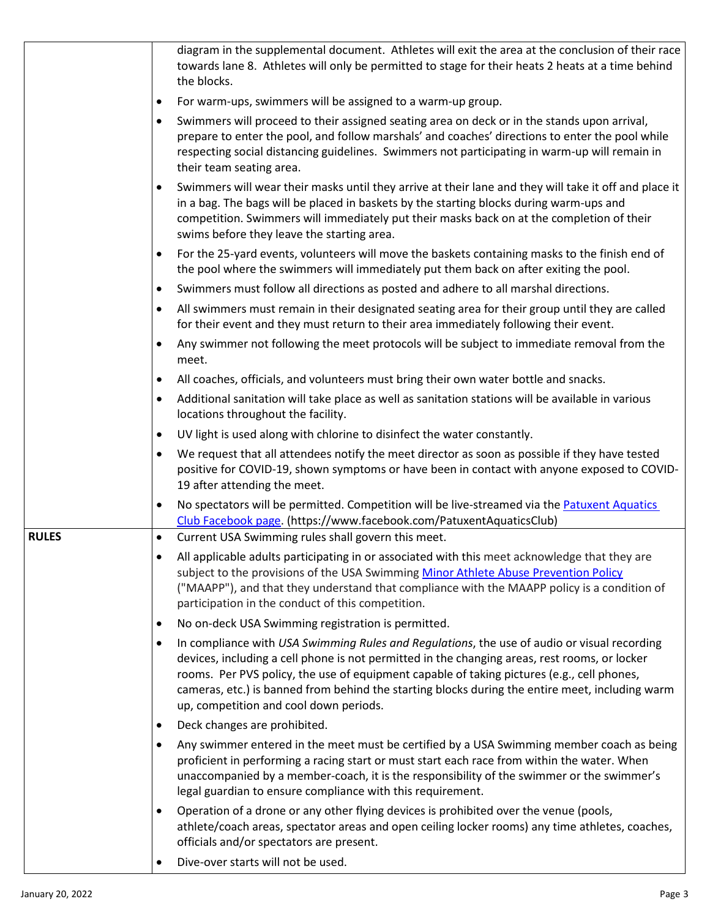| | |
|---|---|
| | diagram in the supplemental document. Athletes will exit the area at the conclusion of their race towards lane 8. Athletes will only be permitted to stage for their heats 2 heats at a time behind the blocks.<br>• For warm-ups, swimmers will be assigned to a warm-up group.<br>• Swimmers will proceed to their assigned seating area on deck or in the stands upon arrival, prepare to enter the pool, and follow marshals' and coaches' directions to enter the pool while respecting social distancing guidelines. Swimmers not participating in warm-up will remain in their team seating area.<br>• Swimmers will wear their masks until they arrive at their lane and they will take it off and place it in a bag. The bags will be placed in baskets by the starting blocks during warm-ups and competition. Swimmers will immediately put their masks back on at the completion of their swims before they leave the starting area.<br>• For the 25-yard events, volunteers will move the baskets containing masks to the finish end of the pool where the swimmers will immediately put them back on after exiting the pool.<br>• Swimmers must follow all directions as posted and adhere to all marshal directions.<br>• All swimmers must remain in their designated seating area for their group until they are called for their event and they must return to their area immediately following their event.<br>• Any swimmer not following the meet protocols will be subject to immediate removal from the meet.<br>• All coaches, officials, and volunteers must bring their own water bottle and snacks.<br>• Additional sanitation will take place as well as sanitation stations will be available in various locations throughout the facility.<br>• UV light is used along with chlorine to disinfect the water constantly.<br>• We request that all attendees notify the meet director as soon as possible if they have tested positive for COVID-19, shown symptoms or have been in contact with anyone exposed to COVID-19 after attending the meet.<br>• No spectators will be permitted. Competition will be live-streamed via the Patuxent Aquatics Club Facebook page. (https://www.facebook.com/PatuxentAquaticsClub) |
| **RULES** | • Current USA Swimming rules shall govern this meet.<br>• All applicable adults participating in or associated with this meet acknowledge that they are subject to the provisions of the USA Swimming Minor Athlete Abuse Prevention Policy ("MAAPP"), and that they understand that compliance with the MAAPP policy is a condition of participation in the conduct of this competition.<br>• No on-deck USA Swimming registration is permitted.<br>• In compliance with *USA Swimming Rules and Regulations*, the use of audio or visual recording devices, including a cell phone is not permitted in the changing areas, rest rooms, or locker rooms. Per PVS policy, the use of equipment capable of taking pictures (e.g., cell phones, cameras, etc.) is banned from behind the starting blocks during the entire meet, including warm up, competition and cool down periods.<br>• Deck changes are prohibited.<br>• Any swimmer entered in the meet must be certified by a USA Swimming member coach as being proficient in performing a racing start or must start each race from within the water. When unaccompanied by a member-coach, it is the responsibility of the swimmer or the swimmer's legal guardian to ensure compliance with this requirement.<br>• Operation of a drone or any other flying devices is prohibited over the venue (pools, athlete/coach areas, spectator areas and open ceiling locker rooms) any time athletes, coaches, officials and/or spectators are present.<br>• Dive-over starts will not be used. |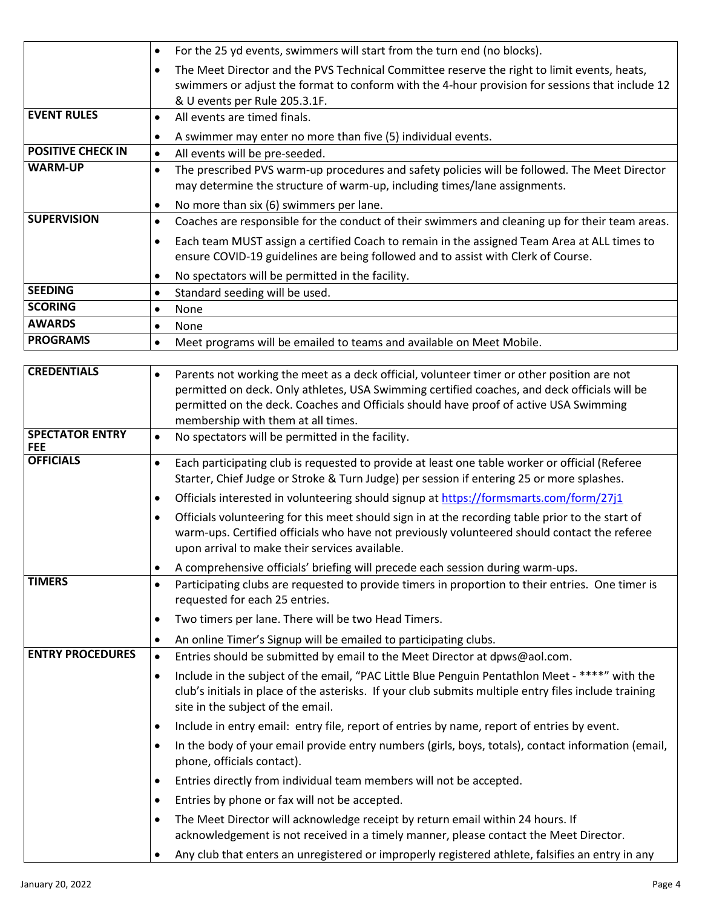| | |
|---|---|
| | • For the 25 yd events, swimmers will start from the turn end (no blocks).<br>• The Meet Director and the PVS Technical Committee reserve the right to limit events, heats, swimmers or adjust the format to conform with the 4-hour provision for sessions that include 12 & U events per Rule 205.3.1F. |
| **EVENT RULES** | • All events are timed finals.<br>• A swimmer may enter no more than five (5) individual events. |
| **POSITIVE CHECK IN** | • All events will be pre-seeded. |
| **WARM-UP** | • The prescribed PVS warm-up procedures and safety policies will be followed. The Meet Director may determine the structure of warm-up, including times/lane assignments.<br>• No more than six (6) swimmers per lane. |
| **SUPERVISION** | • Coaches are responsible for the conduct of their swimmers and cleaning up for their team areas.<br>• Each team MUST assign a certified Coach to remain in the assigned Team Area at ALL times to ensure COVID-19 guidelines are being followed and to assist with Clerk of Course.<br>• No spectators will be permitted in the facility. |
| **SEEDING** | • Standard seeding will be used. |
| **SCORING** | • None |
| **AWARDS** | • None |
| **PROGRAMS** | • Meet programs will be emailed to teams and available on Meet Mobile. |

| | |
|---|---|
| **CREDENTIALS** | • Parents not working the meet as a deck official, volunteer timer or other position are not permitted on deck. Only athletes, USA Swimming certified coaches, and deck officials will be permitted on the deck. Coaches and Officials should have proof of active USA Swimming membership with them at all times. |
| **SPECTATOR ENTRY FEE** | • No spectators will be permitted in the facility. |
| **OFFICIALS** | • Each participating club is requested to provide at least one table worker or official (Referee Starter, Chief Judge or Stroke & Turn Judge) per session if entering 25 or more splashes.<br>• Officials interested in volunteering should signup at [https://formsmarts.com/form/27j1](https://formsmarts.com/form/27j1)<br>• Officials volunteering for this meet should sign in at the recording table prior to the start of warm-ups. Certified officials who have not previously volunteered should contact the referee upon arrival to make their services available.<br>• A comprehensive officials' briefing will precede each session during warm-ups. |
| **TIMERS** | • Participating clubs are requested to provide timers in proportion to their entries. One timer is requested for each 25 entries.<br>• Two timers per lane. There will be two Head Timers.<br>• An online Timer's Signup will be emailed to participating clubs. |
| **ENTRY PROCEDURES** | • Entries should be submitted by email to the Meet Director at dpws@aol.com.<br>• Include in the subject of the email, "PAC Little Blue Penguin Pentathlon Meet - ****" with the club's initials in place of the asterisks. If your club submits multiple entry files include training site in the subject of the email.<br>• Include in entry email: entry file, report of entries by name, report of entries by event.<br>• In the body of your email provide entry numbers (girls, boys, totals), contact information (email, phone, officials contact).<br>• Entries directly from individual team members will not be accepted.<br>• Entries by phone or fax will not be accepted.<br>• The Meet Director will acknowledge receipt by return email within 24 hours. If acknowledgement is not received in a timely manner, please contact the Meet Director.<br>• Any club that enters an unregistered or improperly registered athlete, falsifies an entry in any |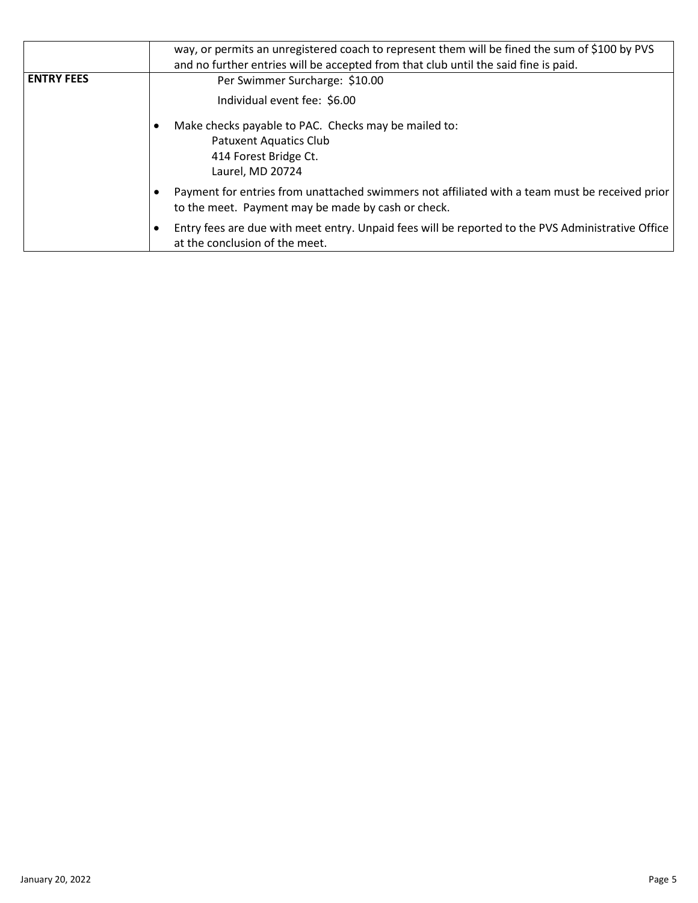| | |
|---|---|
| | way, or permits an unregistered coach to represent them will be fined the sum of $100 by PVS and no further entries will be accepted from that club until the said fine is paid. |
| **ENTRY FEES** | Per Swimmer Surcharge: $10.00<br>Individual event fee: $6.00<br>• Make checks payable to PAC. Checks may be mailed to:<br>Patuxent Aquatics Club<br>414 Forest Bridge Ct.<br>Laurel, MD 20724<br>• Payment for entries from unattached swimmers not affiliated with a team must be received prior to the meet. Payment may be made by cash or check.<br>• Entry fees are due with meet entry. Unpaid fees will be reported to the PVS Administrative Office at the conclusion of the meet. |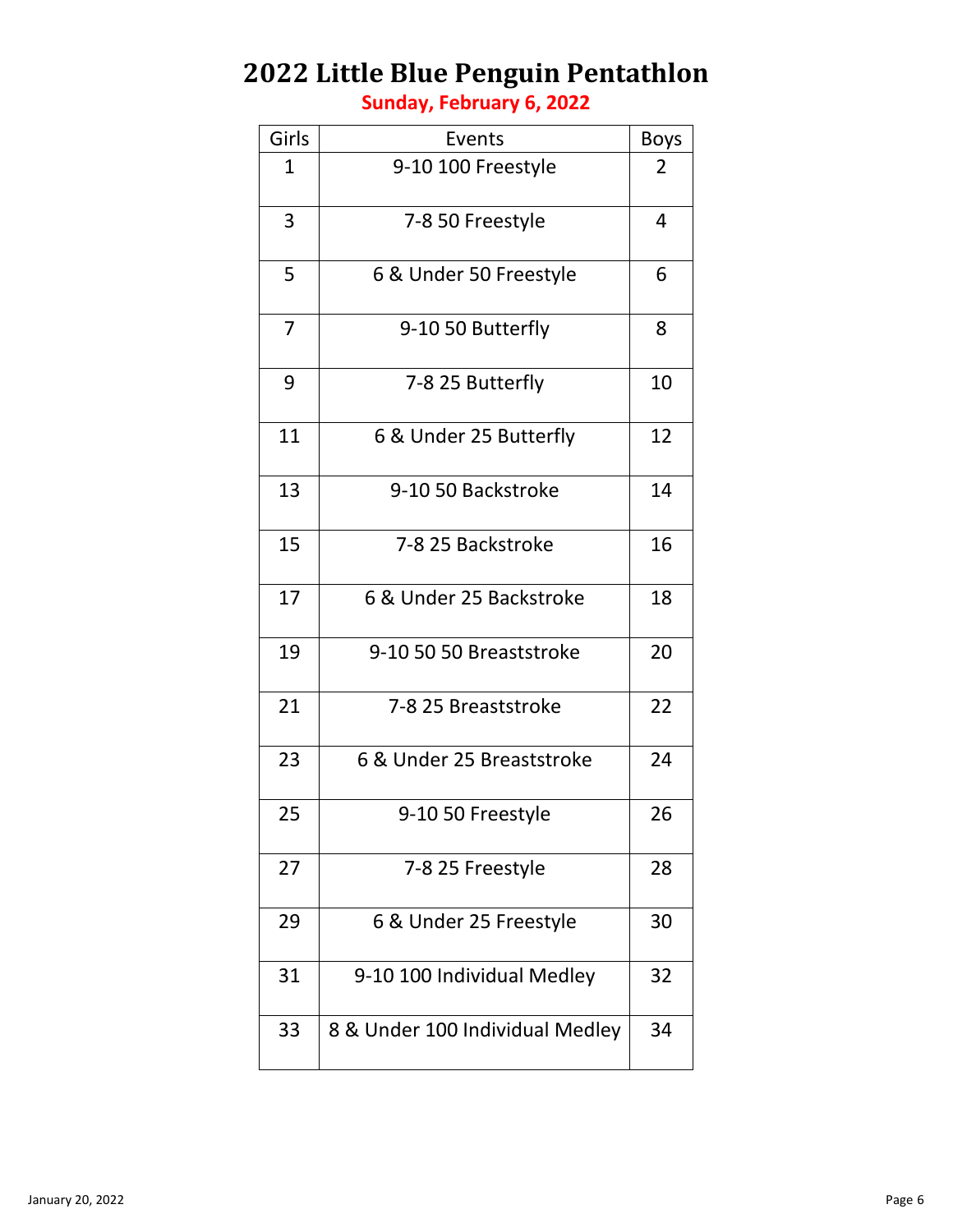# 2022 Little Blue Penguin Pentathlon

**Sunday, February 6, 2022**

| Girls | Events | Boys |
|---|---|---|
| 1 | 9-10 100 Freestyle | 2 |
| 3 | 7-8 50 Freestyle | 4 |
| 5 | 6 & Under 50 Freestyle | 6 |
| 7 | 9-10 50 Butterfly | 8 |
| 9 | 7-8 25 Butterfly | 10 |
| 11 | 6 & Under 25 Butterfly | 12 |
| 13 | 9-10 50 Backstroke | 14 |
| 15 | 7-8 25 Backstroke | 16 |
| 17 | 6 & Under 25 Backstroke | 18 |
| 19 | 9-10 50 50 Breaststroke | 20 |
| 21 | 7-8 25 Breaststroke | 22 |
| 23 | 6 & Under 25 Breaststroke | 24 |
| 25 | 9-10 50 Freestyle | 26 |
| 27 | 7-8 25 Freestyle | 28 |
| 29 | 6 & Under 25 Freestyle | 30 |
| 31 | 9-10 100 Individual Medley | 32 |
| 33 | 8 & Under 100 Individual Medley | 34 |

January 20, 2022